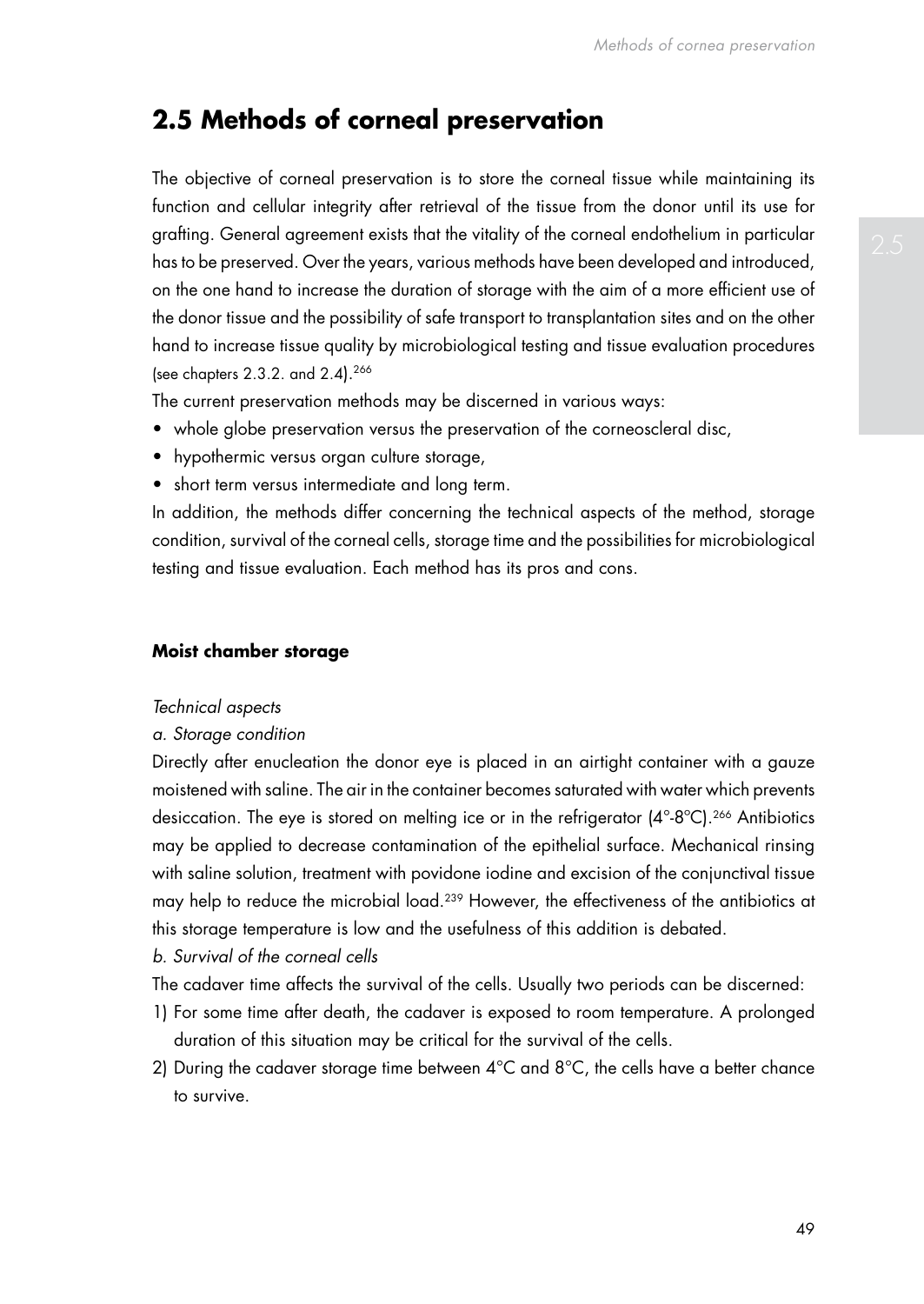## 2.5 Methods of corneal preservation

The objective of corneal preservation is to store the corneal tissue while maintaining its function and cellular integrity after retrieval of the tissue from the donor until its use for grafting. General agreement exists that the vitality of the corneal endothelium in particular has to be preserved. Over the years, various methods have been developed and introduced, on the one hand to increase the duration of storage with the aim of a more efficient use of the donor tissue and the possibility of safe transport to transplantation sites and on the other hand to increase tissue quality by microbiological testing and tissue evaluation procedures (see chapters 2.3.2. and 2.4).[266]

The current preservation methods may be discerned in various ways:

- whole globe preservation versus the preservation of the corneoscleral disc,
- hypothermic versus organ culture storage,
- short term versus intermediate and long term.

In addition, the methods differ concerning the technical aspects of the method, storage condition, survival of the corneal cells, storage time and the possibilities for microbiological testing and tissue evaluation. Each method has its pros and cons.

### Moist chamber storage

*Technical aspects*

*a. Storage condition*

Directly after enucleation the donor eye is placed in an airtight container with a gauze moistened with saline. The air in the container becomes saturated with water which prevents desiccation. The eye is stored on melting ice or in the refrigerator (4°-8°C).[266] Antibiotics may be applied to decrease contamination of the epithelial surface. Mechanical rinsing with saline solution, treatment with povidone iodine and excision of the conjunctival tissue may help to reduce the microbial load.[239] However, the effectiveness of the antibiotics at this storage temperature is low and the usefulness of this addition is debated.

*b. Survival of the corneal cells*

The cadaver time affects the survival of the cells. Usually two periods can be discerned:

1) For some time after death, the cadaver is exposed to room temperature. A prolonged duration of this situation may be critical for the survival of the cells.
2) During the cadaver storage time between 4°C and 8°C, the cells have a better chance to survive.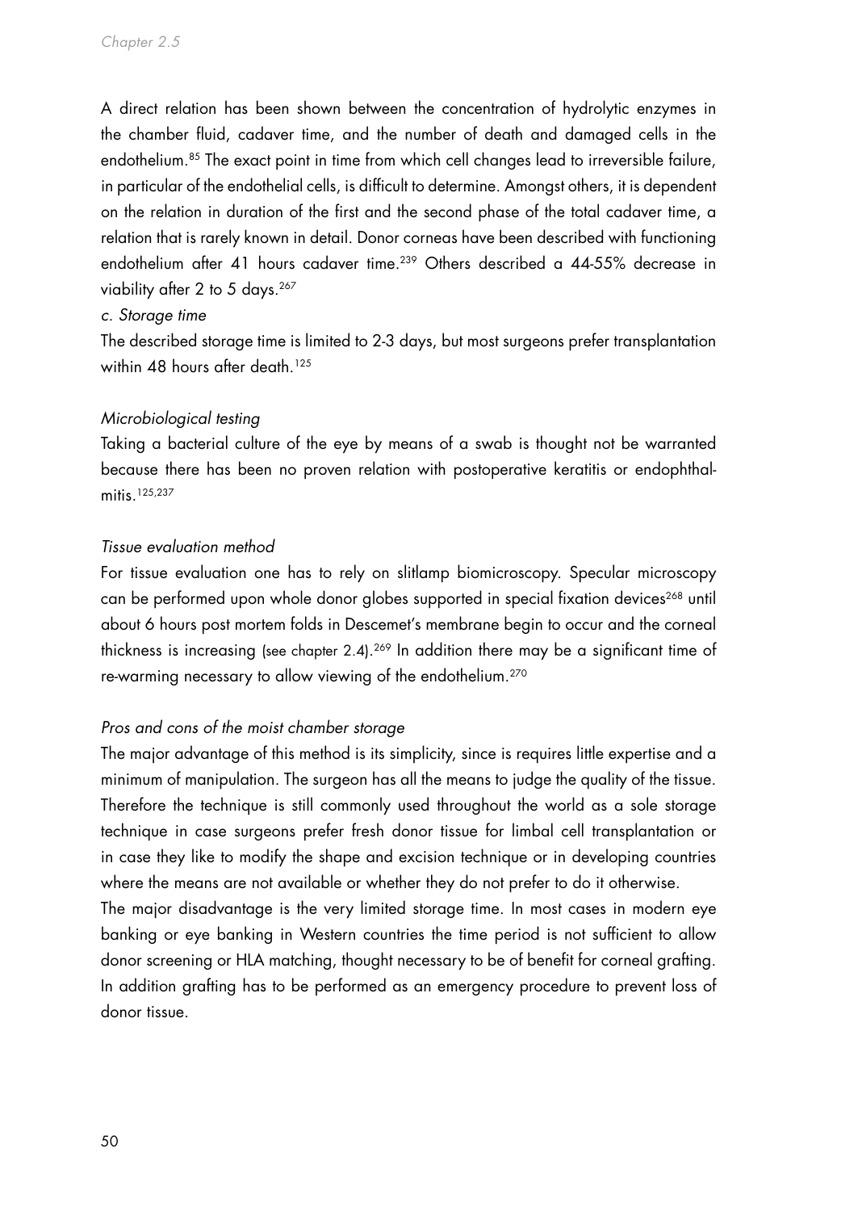A direct relation has been shown between the concentration of hydrolytic enzymes in the chamber fluid, cadaver time, and the number of death and damaged cells in the endothelium.[85] The exact point in time from which cell changes lead to irreversible failure, in particular of the endothelial cells, is difficult to determine. Amongst others, it is dependent on the relation in duration of the first and the second phase of the total cadaver time, a relation that is rarely known in detail. Donor corneas have been described with functioning endothelium after 41 hours cadaver time.[239] Others described a 44-55% decrease in viability after 2 to 5 days.[267]

*c. Storage time*

The described storage time is limited to 2-3 days, but most surgeons prefer transplantation within 48 hours after death.[125]

*Microbiological testing*

Taking a bacterial culture of the eye by means of a swab is thought not be warranted because there has been no proven relation with postoperative keratitis or endophthalmitis.[125,237]

*Tissue evaluation method*

For tissue evaluation one has to rely on slitlamp biomicroscopy. Specular microscopy can be performed upon whole donor globes supported in special fixation devices[268] until about 6 hours post mortem folds in Descemet's membrane begin to occur and the corneal thickness is increasing (see chapter 2.4).[269] In addition there may be a significant time of re-warming necessary to allow viewing of the endothelium.[270]

*Pros and cons of the moist chamber storage*

The major advantage of this method is its simplicity, since is requires little expertise and a minimum of manipulation. The surgeon has all the means to judge the quality of the tissue. Therefore the technique is still commonly used throughout the world as a sole storage technique in case surgeons prefer fresh donor tissue for limbal cell transplantation or in case they like to modify the shape and excision technique or in developing countries where the means are not available or whether they do not prefer to do it otherwise.

The major disadvantage is the very limited storage time. In most cases in modern eye banking or eye banking in Western countries the time period is not sufficient to allow donor screening or HLA matching, thought necessary to be of benefit for corneal grafting. In addition grafting has to be performed as an emergency procedure to prevent loss of donor tissue.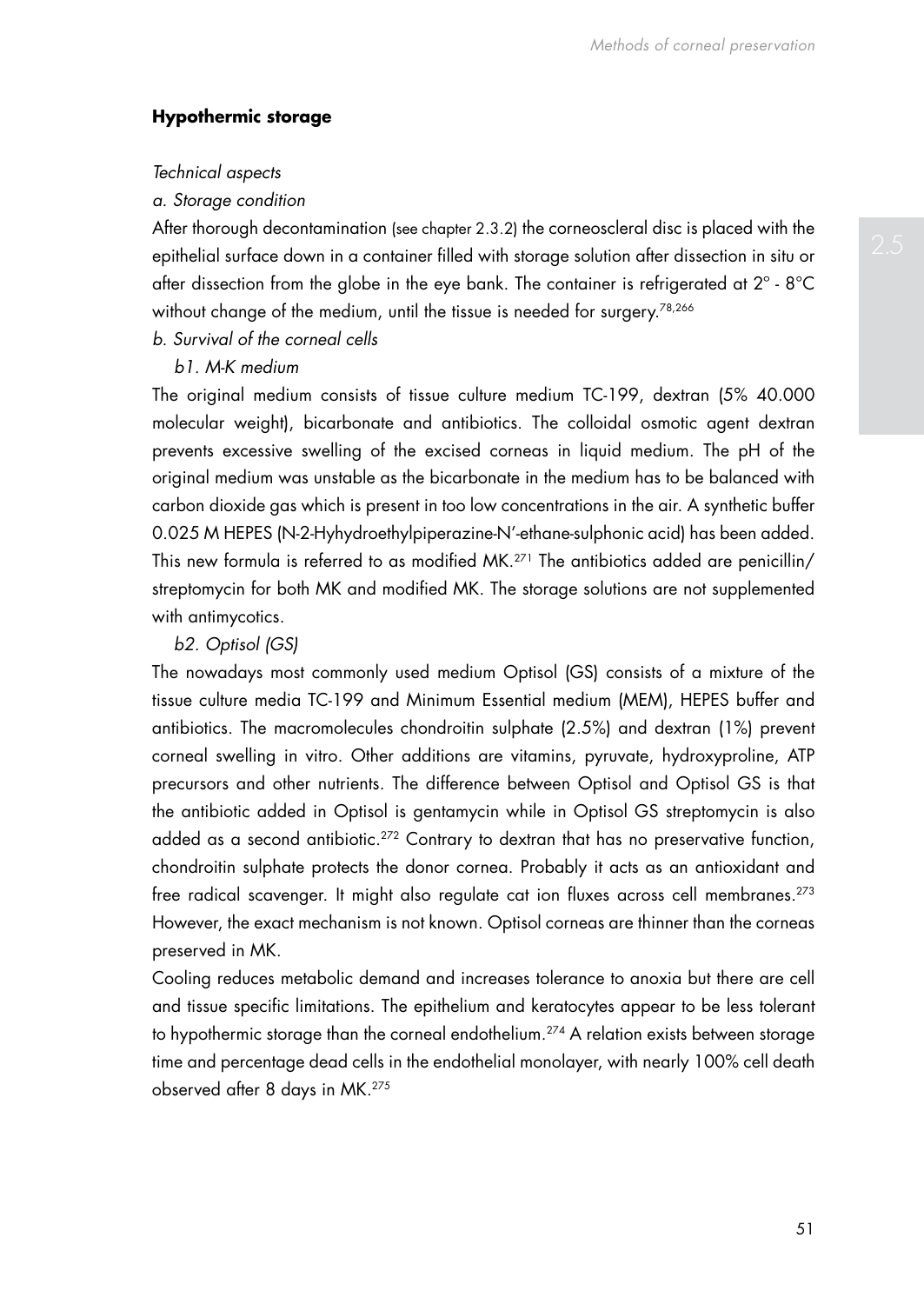## Hypothermic storage

*Technical aspects*

*a. Storage condition*

After thorough decontamination (see chapter 2.3.2) the corneoscleral disc is placed with the epithelial surface down in a container filled with storage solution after dissection in situ or after dissection from the globe in the eye bank. The container is refrigerated at 2° - 8°C without change of the medium, until the tissue is needed for surgery.[78,266]

*b. Survival of the corneal cells*

*b1. M-K medium*

The original medium consists of tissue culture medium TC-199, dextran (5% 40.000 molecular weight), bicarbonate and antibiotics. The colloidal osmotic agent dextran prevents excessive swelling of the excised corneas in liquid medium. The pH of the original medium was unstable as the bicarbonate in the medium has to be balanced with carbon dioxide gas which is present in too low concentrations in the air. A synthetic buffer 0.025 M HEPES (N-2-Hyhydroethylpiperazine-N'-ethane-sulphonic acid) has been added. This new formula is referred to as modified MK.[271] The antibiotics added are penicillin/streptomycin for both MK and modified MK. The storage solutions are not supplemented with antimycotics.

*b2. Optisol (GS)*

The nowadays most commonly used medium Optisol (GS) consists of a mixture of the tissue culture media TC-199 and Minimum Essential medium (MEM), HEPES buffer and antibiotics. The macromolecules chondroitin sulphate (2.5%) and dextran (1%) prevent corneal swelling in vitro. Other additions are vitamins, pyruvate, hydroxyproline, ATP precursors and other nutrients. The difference between Optisol and Optisol GS is that the antibiotic added in Optisol is gentamycin while in Optisol GS streptomycin is also added as a second antibiotic.[272] Contrary to dextran that has no preservative function, chondroitin sulphate protects the donor cornea. Probably it acts as an antioxidant and free radical scavenger. It might also regulate cat ion fluxes across cell membranes.[273] However, the exact mechanism is not known. Optisol corneas are thinner than the corneas preserved in MK.

Cooling reduces metabolic demand and increases tolerance to anoxia but there are cell and tissue specific limitations. The epithelium and keratocytes appear to be less tolerant to hypothermic storage than the corneal endothelium.[274] A relation exists between storage time and percentage dead cells in the endothelial monolayer, with nearly 100% cell death observed after 8 days in MK.[275]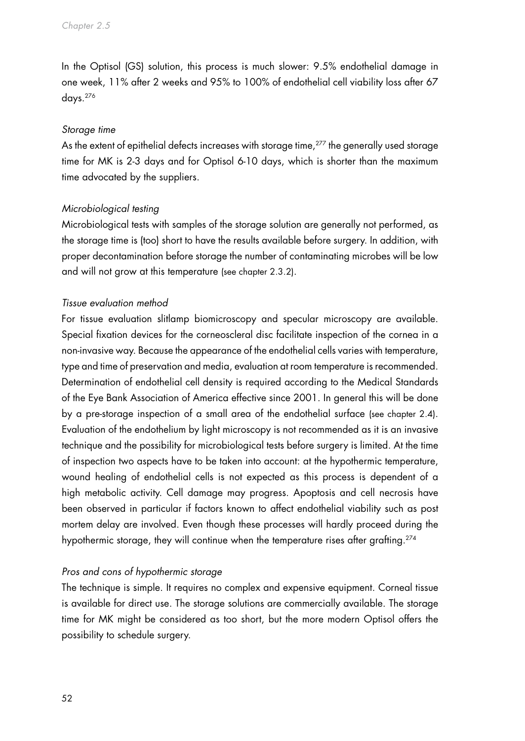In the Optisol (GS) solution, this process is much slower: 9.5% endothelial damage in one week, 11% after 2 weeks and 95% to 100% of endothelial cell viability loss after 67 days.[276]

*Storage time*

As the extent of epithelial defects increases with storage time,[277] the generally used storage time for MK is 2-3 days and for Optisol 6-10 days, which is shorter than the maximum time advocated by the suppliers.

*Microbiological testing*

Microbiological tests with samples of the storage solution are generally not performed, as the storage time is (too) short to have the results available before surgery. In addition, with proper decontamination before storage the number of contaminating microbes will be low and will not grow at this temperature (see chapter 2.3.2).

*Tissue evaluation method*

For tissue evaluation slitlamp biomicroscopy and specular microscopy are available. Special fixation devices for the corneoscleral disc facilitate inspection of the cornea in a non-invasive way. Because the appearance of the endothelial cells varies with temperature, type and time of preservation and media, evaluation at room temperature is recommended. Determination of endothelial cell density is required according to the Medical Standards of the Eye Bank Association of America effective since 2001. In general this will be done by a pre-storage inspection of a small area of the endothelial surface (see chapter 2.4). Evaluation of the endothelium by light microscopy is not recommended as it is an invasive technique and the possibility for microbiological tests before surgery is limited. At the time of inspection two aspects have to be taken into account: at the hypothermic temperature, wound healing of endothelial cells is not expected as this process is dependent of a high metabolic activity. Cell damage may progress. Apoptosis and cell necrosis have been observed in particular if factors known to affect endothelial viability such as post mortem delay are involved. Even though these processes will hardly proceed during the hypothermic storage, they will continue when the temperature rises after grafting.[274]

*Pros and cons of hypothermic storage*

The technique is simple. It requires no complex and expensive equipment. Corneal tissue is available for direct use. The storage solutions are commercially available. The storage time for MK might be considered as too short, but the more modern Optisol offers the possibility to schedule surgery.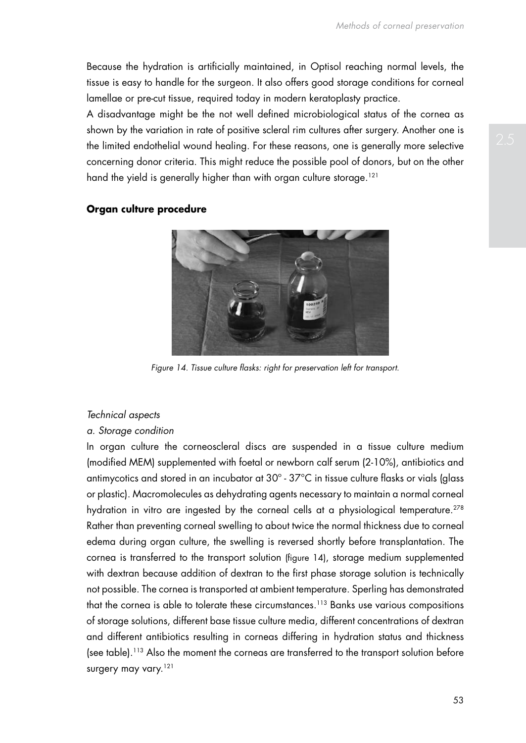Because the hydration is artificially maintained, in Optisol reaching normal levels, the tissue is easy to handle for the surgeon. It also offers good storage conditions for corneal lamellae or pre-cut tissue, required today in modern keratoplasty practice.

A disadvantage might be the not well defined microbiological status of the cornea as shown by the variation in rate of positive scleral rim cultures after surgery. Another one is the limited endothelial wound healing. For these reasons, one is generally more selective concerning donor criteria. This might reduce the possible pool of donors, but on the other hand the yield is generally higher than with organ culture storage.[121]

### Organ culture procedure

*Figure 14. Tissue culture flasks: right for preservation left for transport.*

*Technical aspects*

*a. Storage condition*

In organ culture the corneoscleral discs are suspended in a tissue culture medium (modified MEM) supplemented with foetal or newborn calf serum (2-10%), antibiotics and antimycotics and stored in an incubator at 30° - 37°C in tissue culture flasks or vials (glass or plastic). Macromolecules as dehydrating agents necessary to maintain a normal corneal hydration in vitro are ingested by the corneal cells at a physiological temperature.[278] Rather than preventing corneal swelling to about twice the normal thickness due to corneal edema during organ culture, the swelling is reversed shortly before transplantation. The cornea is transferred to the transport solution (figure 14), storage medium supplemented with dextran because addition of dextran to the first phase storage solution is technically not possible. The cornea is transported at ambient temperature. Sperling has demonstrated that the cornea is able to tolerate these circumstances.[113] Banks use various compositions of storage solutions, different base tissue culture media, different concentrations of dextran and different antibiotics resulting in corneas differing in hydration status and thickness (see table).[113] Also the moment the corneas are transferred to the transport solution before surgery may vary.[121]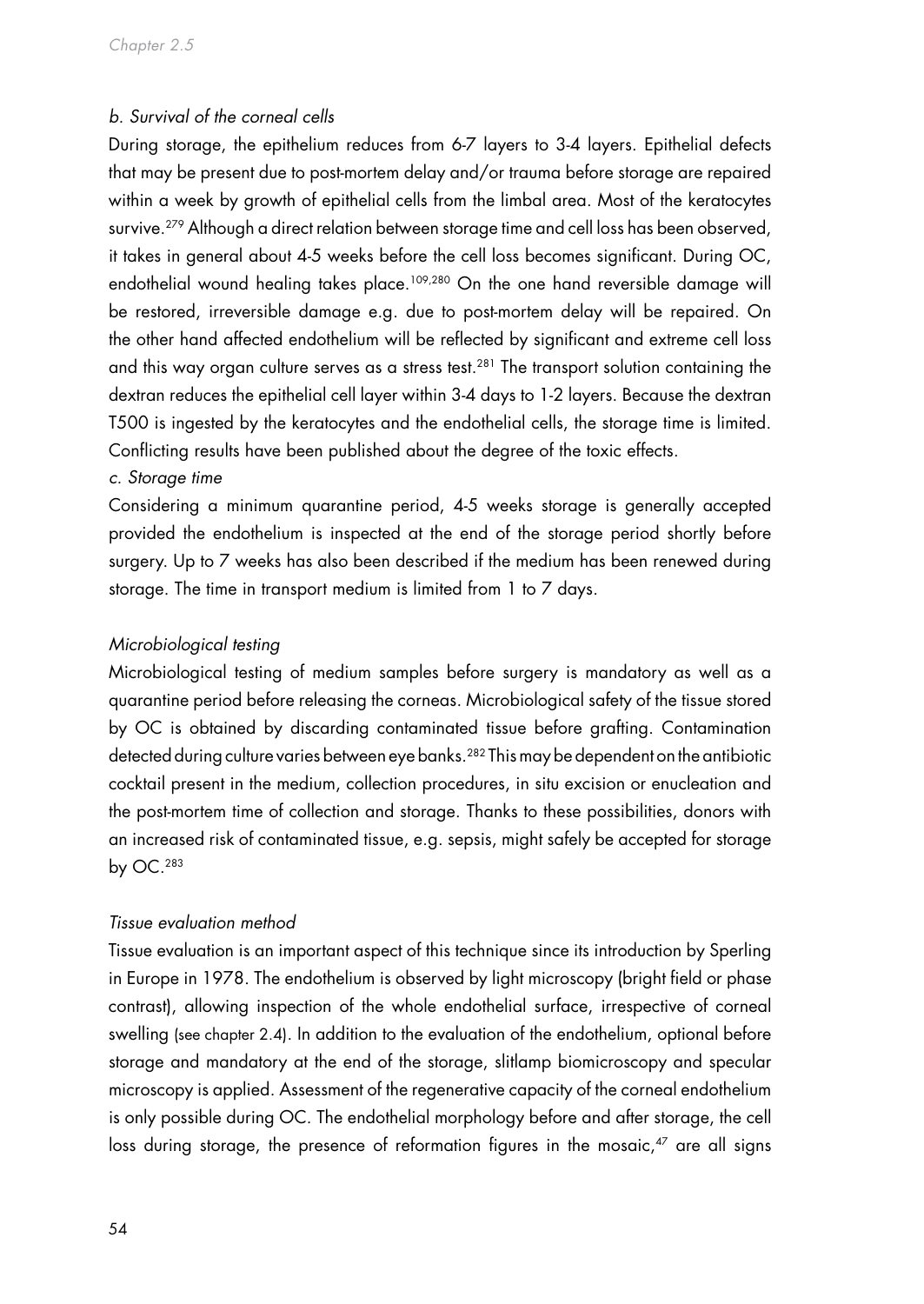*b. Survival of the corneal cells*

During storage, the epithelium reduces from 6-7 layers to 3-4 layers. Epithelial defects that may be present due to post-mortem delay and/or trauma before storage are repaired within a week by growth of epithelial cells from the limbal area. Most of the keratocytes survive.[279] Although a direct relation between storage time and cell loss has been observed, it takes in general about 4-5 weeks before the cell loss becomes significant. During OC, endothelial wound healing takes place.[109,280] On the one hand reversible damage will be restored, irreversible damage e.g. due to post-mortem delay will be repaired. On the other hand affected endothelium will be reflected by significant and extreme cell loss and this way organ culture serves as a stress test.[281] The transport solution containing the dextran reduces the epithelial cell layer within 3-4 days to 1-2 layers. Because the dextran T500 is ingested by the keratocytes and the endothelial cells, the storage time is limited. Conflicting results have been published about the degree of the toxic effects.

*c. Storage time*

Considering a minimum quarantine period, 4-5 weeks storage is generally accepted provided the endothelium is inspected at the end of the storage period shortly before surgery. Up to 7 weeks has also been described if the medium has been renewed during storage. The time in transport medium is limited from 1 to 7 days.

*Microbiological testing*

Microbiological testing of medium samples before surgery is mandatory as well as a quarantine period before releasing the corneas. Microbiological safety of the tissue stored by OC is obtained by discarding contaminated tissue before grafting. Contamination detected during culture varies between eye banks.[282] This may be dependent on the antibiotic cocktail present in the medium, collection procedures, in situ excision or enucleation and the post-mortem time of collection and storage. Thanks to these possibilities, donors with an increased risk of contaminated tissue, e.g. sepsis, might safely be accepted for storage by OC.[283]

*Tissue evaluation method*

Tissue evaluation is an important aspect of this technique since its introduction by Sperling in Europe in 1978. The endothelium is observed by light microscopy (bright field or phase contrast), allowing inspection of the whole endothelial surface, irrespective of corneal swelling (see chapter 2.4). In addition to the evaluation of the endothelium, optional before storage and mandatory at the end of the storage, slitlamp biomicroscopy and specular microscopy is applied. Assessment of the regenerative capacity of the corneal endothelium is only possible during OC. The endothelial morphology before and after storage, the cell loss during storage, the presence of reformation figures in the mosaic,[47] are all signs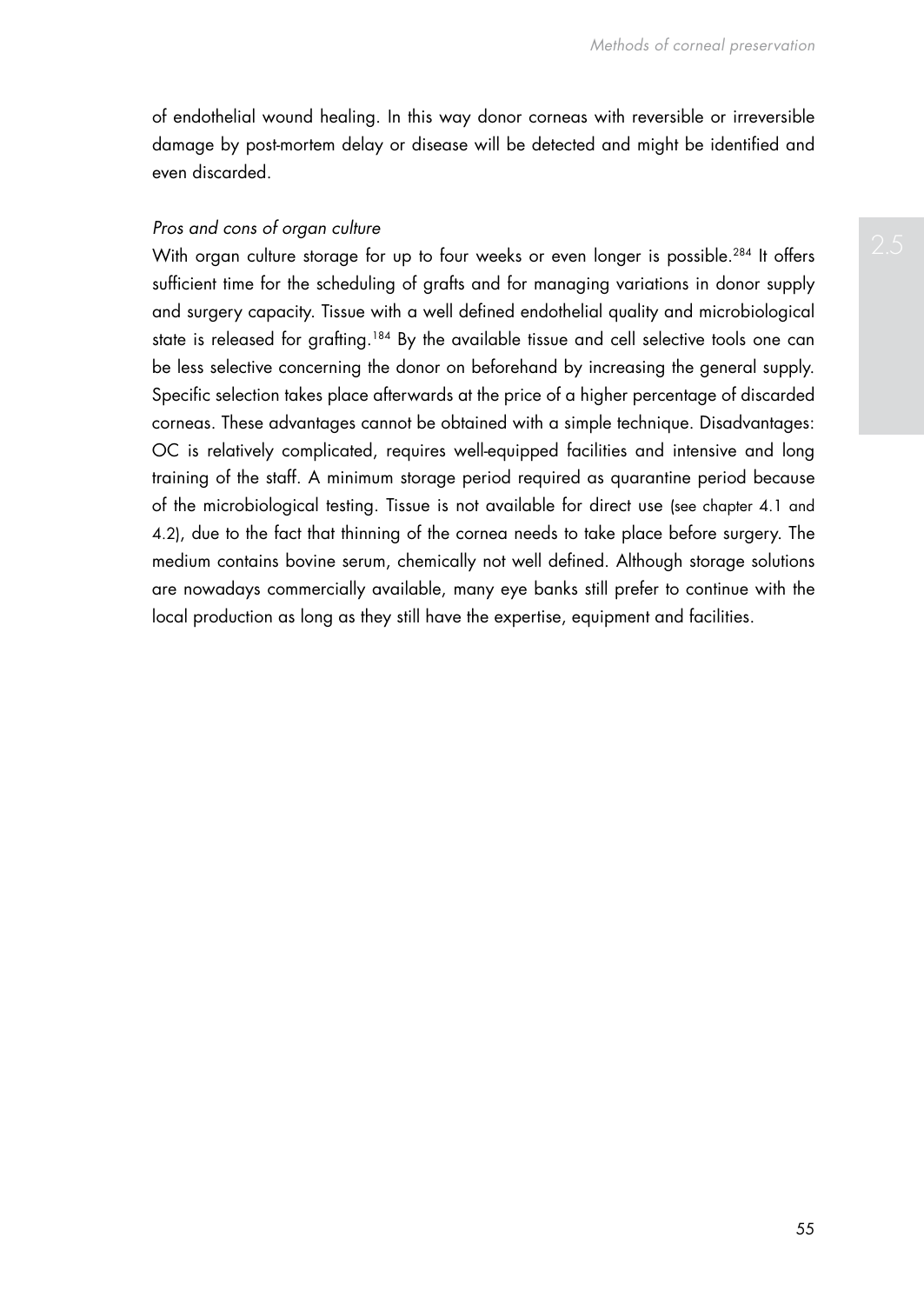of endothelial wound healing. In this way donor corneas with reversible or irreversible damage by post-mortem delay or disease will be detected and might be identified and even discarded.

*Pros and cons of organ culture*

With organ culture storage for up to four weeks or even longer is possible.[284] It offers sufficient time for the scheduling of grafts and for managing variations in donor supply and surgery capacity. Tissue with a well defined endothelial quality and microbiological state is released for grafting.[184] By the available tissue and cell selective tools one can be less selective concerning the donor on beforehand by increasing the general supply. Specific selection takes place afterwards at the price of a higher percentage of discarded corneas. These advantages cannot be obtained with a simple technique. Disadvantages: OC is relatively complicated, requires well-equipped facilities and intensive and long training of the staff. A minimum storage period required as quarantine period because of the microbiological testing. Tissue is not available for direct use (see chapter 4.1 and 4.2), due to the fact that thinning of the cornea needs to take place before surgery. The medium contains bovine serum, chemically not well defined. Although storage solutions are nowadays commercially available, many eye banks still prefer to continue with the local production as long as they still have the expertise, equipment and facilities.